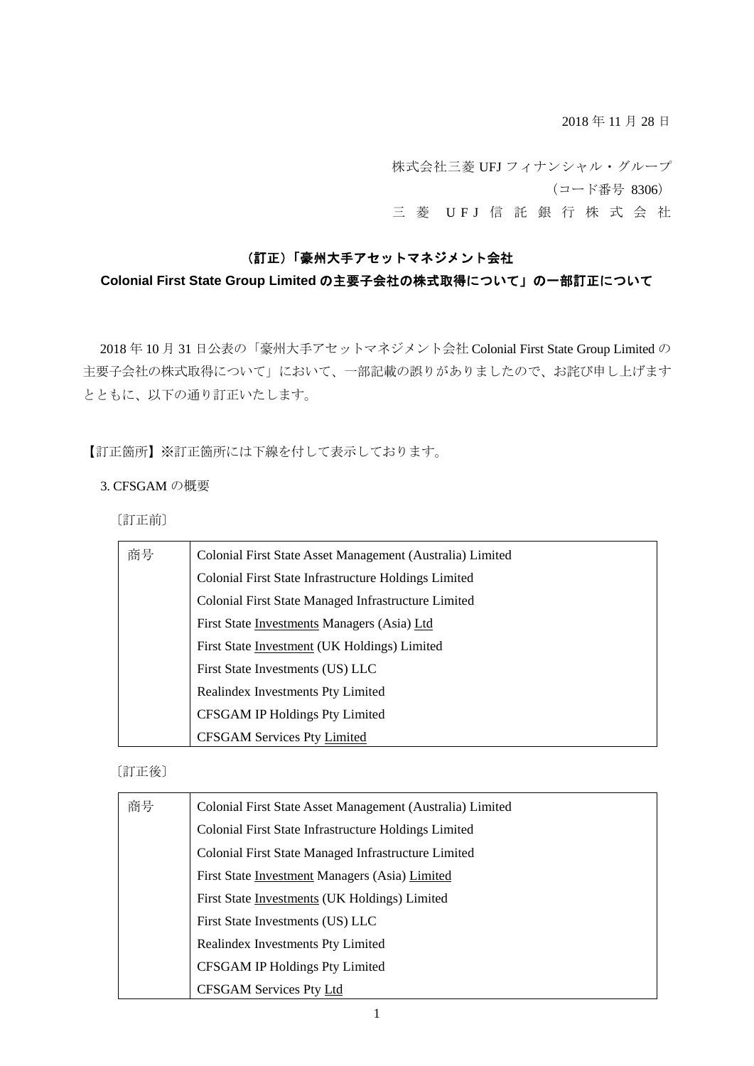2018 年 11 月 28 日

株式会社三菱 UFJ フィナンシャル・グループ
（コード番号 8306）
三 菱 U F J 信 託 銀 行 株 式 会 社

# （訂正）「豪州大手アセットマネジメント会社 Colonial First State Group Limited の主要子会社の株式取得について」の一部訂正について

2018 年 10 月 31 日公表の「豪州大手アセットマネジメント会社 Colonial First State Group Limited の主要子会社の株式取得について」において、一部記載の誤りがありましたので、お詫び申し上げますとともに、以下の通り訂正いたします。

【訂正箇所】※訂正箇所には下線を付して表示しております。

3. CFSGAM の概要

〔訂正前〕

| 商号 | Colonial First State Asset Management (Australia) Limited |
|---|---|
| | Colonial First State Infrastructure Holdings Limited |
| | Colonial First State Managed Infrastructure Limited |
| | First State <u>Investments</u> Managers (Asia) <u>Ltd</u> |
| | First State <u>Investment</u> (UK Holdings) Limited |
| | First State Investments (US) LLC |
| | Realindex Investments Pty Limited |
| | CFSGAM IP Holdings Pty Limited |
| | CFSGAM Services Pty <u>Limited</u> |

〔訂正後〕

| 商号 | Colonial First State Asset Management (Australia) Limited |
|---|---|
| | Colonial First State Infrastructure Holdings Limited |
| | Colonial First State Managed Infrastructure Limited |
| | First State <u>Investment</u> Managers (Asia) <u>Limited</u> |
| | First State <u>Investments</u> (UK Holdings) Limited |
| | First State Investments (US) LLC |
| | Realindex Investments Pty Limited |
| | CFSGAM IP Holdings Pty Limited |
| | CFSGAM Services Pty <u>Ltd</u> |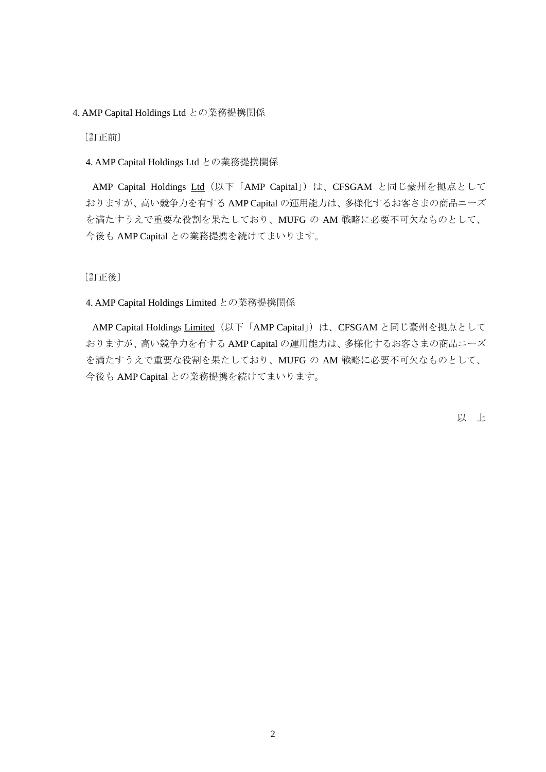4. AMP Capital Holdings Ltd との業務提携関係

〔訂正前〕

4. AMP Capital Holdings Ltd との業務提携関係

AMP Capital Holdings Ltd（以下「AMP Capital」）は、CFSGAM と同じ豪州を拠点としておりますが、高い競争力を有する AMP Capital の運用能力は、多様化するお客さまの商品ニーズを満たすうえで重要な役割を果たしており、MUFG の AM 戦略に必要不可欠なものとして、今後も AMP Capital との業務提携を続けてまいります。

〔訂正後〕

4. AMP Capital Holdings Limited との業務提携関係

AMP Capital Holdings Limited（以下「AMP Capital」）は、CFSGAM と同じ豪州を拠点としておりますが、高い競争力を有する AMP Capital の運用能力は、多様化するお客さまの商品ニーズを満たすうえで重要な役割を果たしており、MUFG の AM 戦略に必要不可欠なものとして、今後も AMP Capital との業務提携を続けてまいります。

以　上